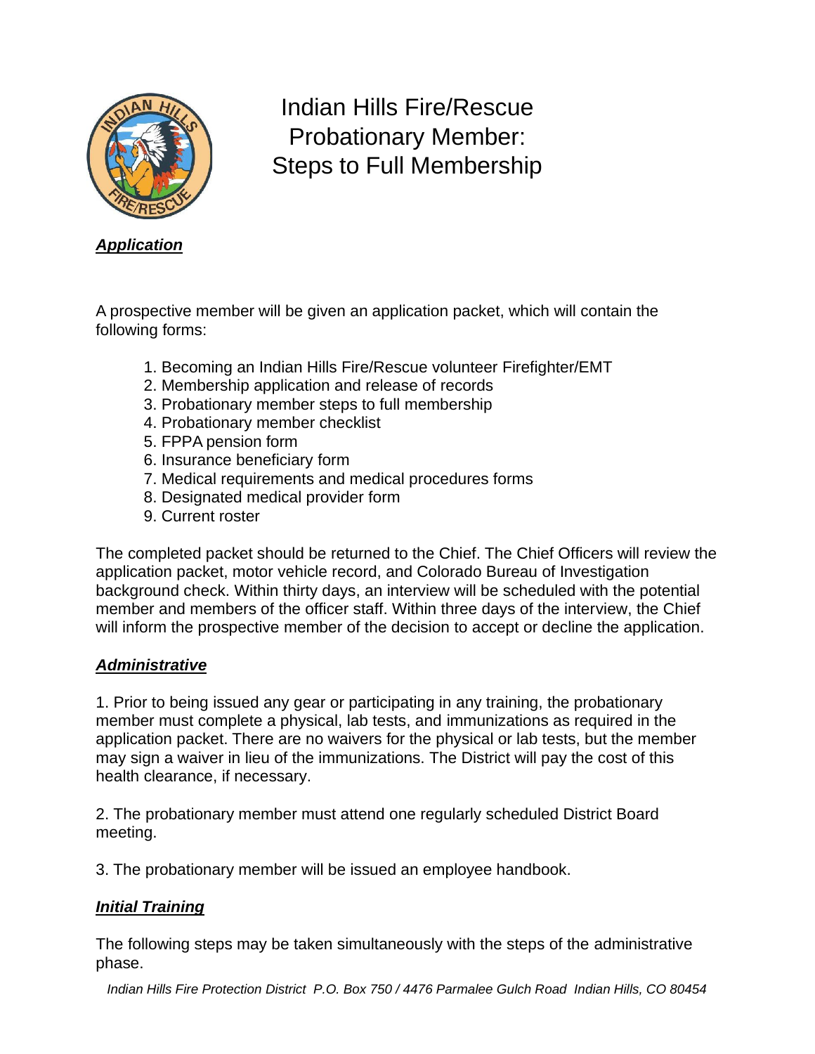# Indian Hills Fire/Rescue Probationary Member: Steps to Full Membership

***Application***

A prospective member will be given an application packet, which will contain the following forms:

1. Becoming an Indian Hills Fire/Rescue volunteer Firefighter/EMT
2. Membership application and release of records
3. Probationary member steps to full membership
4. Probationary member checklist
5. FPPA pension form
6. Insurance beneficiary form
7. Medical requirements and medical procedures forms
8. Designated medical provider form
9. Current roster

The completed packet should be returned to the Chief. The Chief Officers will review the application packet, motor vehicle record, and Colorado Bureau of Investigation background check. Within thirty days, an interview will be scheduled with the potential member and members of the officer staff. Within three days of the interview, the Chief will inform the prospective member of the decision to accept or decline the application.

***Administrative***

1. Prior to being issued any gear or participating in any training, the probationary member must complete a physical, lab tests, and immunizations as required in the application packet. There are no waivers for the physical or lab tests, but the member may sign a waiver in lieu of the immunizations. The District will pay the cost of this health clearance, if necessary.

2. The probationary member must attend one regularly scheduled District Board meeting.

3. The probationary member will be issued an employee handbook.

***Initial Training***

The following steps may be taken simultaneously with the steps of the administrative phase.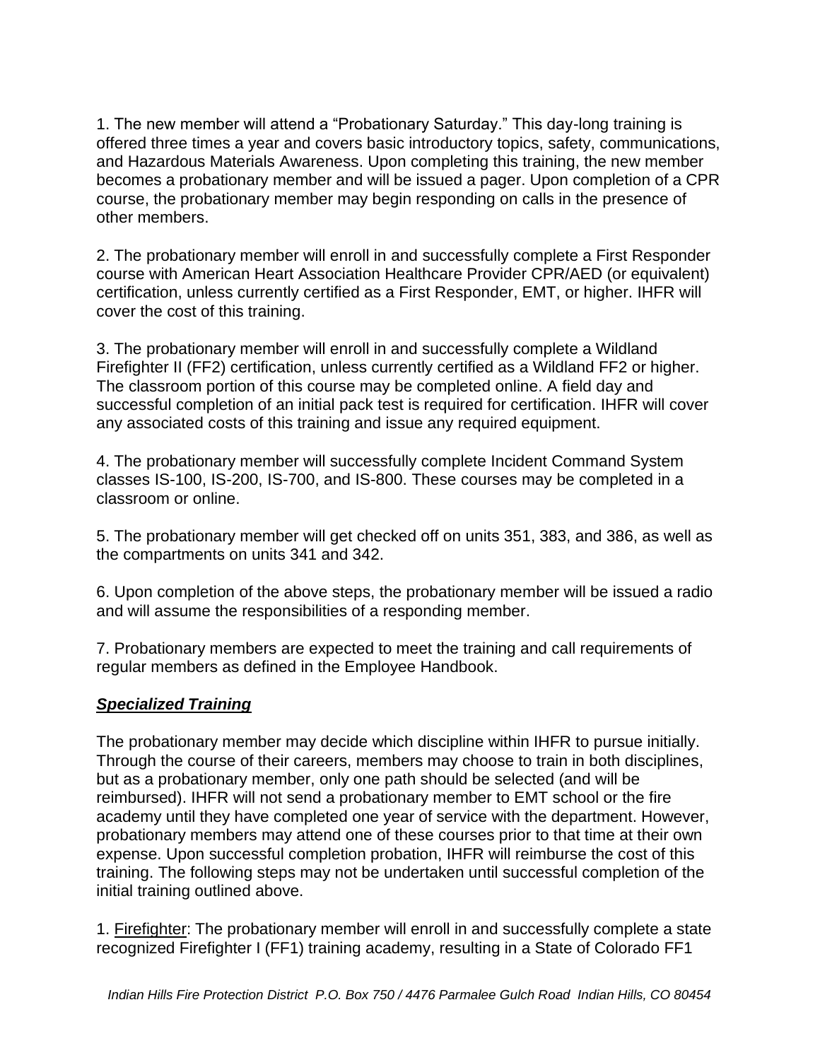1. The new member will attend a "Probationary Saturday." This day-long training is offered three times a year and covers basic introductory topics, safety, communications, and Hazardous Materials Awareness. Upon completing this training, the new member becomes a probationary member and will be issued a pager. Upon completion of a CPR course, the probationary member may begin responding on calls in the presence of other members.

2. The probationary member will enroll in and successfully complete a First Responder course with American Heart Association Healthcare Provider CPR/AED (or equivalent) certification, unless currently certified as a First Responder, EMT, or higher. IHFR will cover the cost of this training.

3. The probationary member will enroll in and successfully complete a Wildland Firefighter II (FF2) certification, unless currently certified as a Wildland FF2 or higher. The classroom portion of this course may be completed online. A field day and successful completion of an initial pack test is required for certification. IHFR will cover any associated costs of this training and issue any required equipment.

4. The probationary member will successfully complete Incident Command System classes IS-100, IS-200, IS-700, and IS-800. These courses may be completed in a classroom or online.

5. The probationary member will get checked off on units 351, 383, and 386, as well as the compartments on units 341 and 342.

6. Upon completion of the above steps, the probationary member will be issued a radio and will assume the responsibilities of a responding member.

7. Probationary members are expected to meet the training and call requirements of regular members as defined in the Employee Handbook.

### ***Specialized Training***

The probationary member may decide which discipline within IHFR to pursue initially. Through the course of their careers, members may choose to train in both disciplines, but as a probationary member, only one path should be selected (and will be reimbursed). IHFR will not send a probationary member to EMT school or the fire academy until they have completed one year of service with the department. However, probationary members may attend one of these courses prior to that time at their own expense. Upon successful completion probation, IHFR will reimburse the cost of this training. The following steps may not be undertaken until successful completion of the initial training outlined above.

1. Firefighter: The probationary member will enroll in and successfully complete a state recognized Firefighter I (FF1) training academy, resulting in a State of Colorado FF1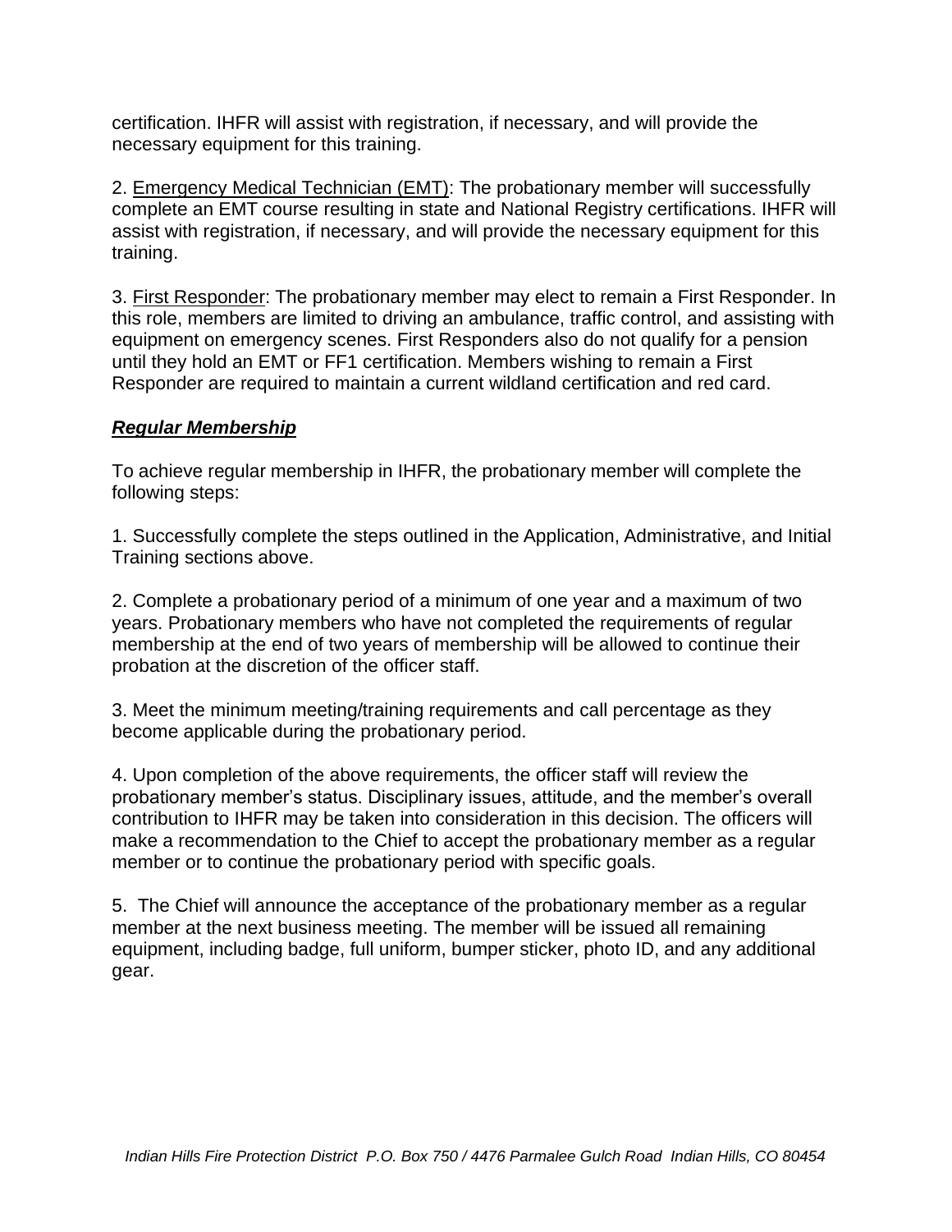certification. IHFR will assist with registration, if necessary, and will provide the necessary equipment for this training.

2. Emergency Medical Technician (EMT): The probationary member will successfully complete an EMT course resulting in state and National Registry certifications. IHFR will assist with registration, if necessary, and will provide the necessary equipment for this training.

3. First Responder: The probationary member may elect to remain a First Responder. In this role, members are limited to driving an ambulance, traffic control, and assisting with equipment on emergency scenes. First Responders also do not qualify for a pension until they hold an EMT or FF1 certification. Members wishing to remain a First Responder are required to maintain a current wildland certification and red card.

### ***Regular Membership***

To achieve regular membership in IHFR, the probationary member will complete the following steps:

1. Successfully complete the steps outlined in the Application, Administrative, and Initial Training sections above.

2. Complete a probationary period of a minimum of one year and a maximum of two years. Probationary members who have not completed the requirements of regular membership at the end of two years of membership will be allowed to continue their probation at the discretion of the officer staff.

3. Meet the minimum meeting/training requirements and call percentage as they become applicable during the probationary period.

4. Upon completion of the above requirements, the officer staff will review the probationary member's status. Disciplinary issues, attitude, and the member's overall contribution to IHFR may be taken into consideration in this decision. The officers will make a recommendation to the Chief to accept the probationary member as a regular member or to continue the probationary period with specific goals.

5. The Chief will announce the acceptance of the probationary member as a regular member at the next business meeting. The member will be issued all remaining equipment, including badge, full uniform, bumper sticker, photo ID, and any additional gear.